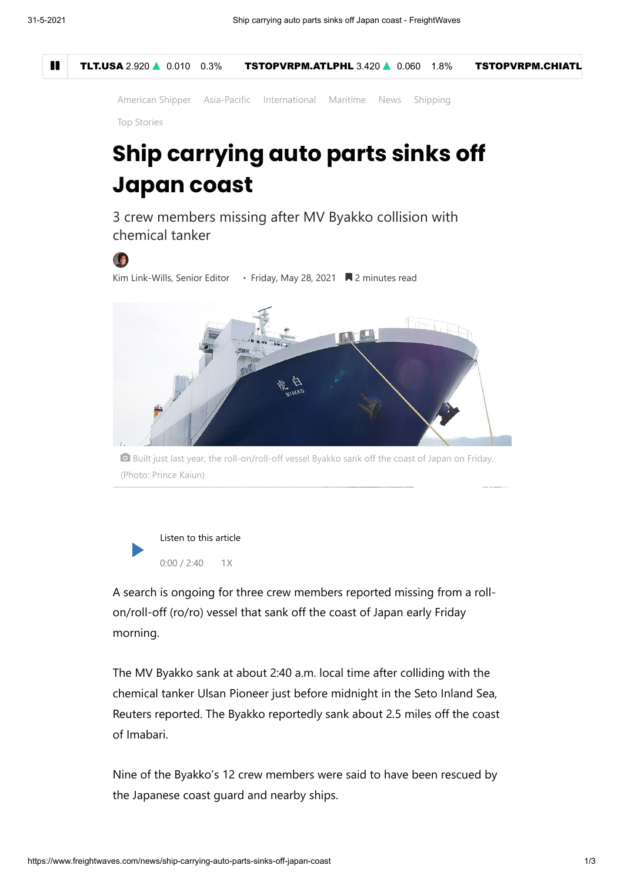American Shipper   Asia-Pacific   International   Maritime   News   Shipping

Top Stories

# Ship carrying auto parts sinks off Japan coast

3 crew members missing after MV Byakko collision with chemical tanker

Kim Link-Wills, Senior Editor • Friday, May 28, 2021  2 minutes read

Built just last year, the roll-on/roll-off vessel Byakko sank off the coast of Japan on Friday. (Photo: Prince Kaiun)

Listen to this article

0:00 / 2:40   1X

A search is ongoing for three crew members reported missing from a roll-on/roll-off (ro/ro) vessel that sank off the coast of Japan early Friday morning.

The MV Byakko sank at about 2:40 a.m. local time after colliding with the chemical tanker Ulsan Pioneer just before midnight in the Seto Inland Sea, Reuters reported. The Byakko reportedly sank about 2.5 miles off the coast of Imabari.

Nine of the Byakko's 12 crew members were said to have been rescued by the Japanese coast guard and nearby ships.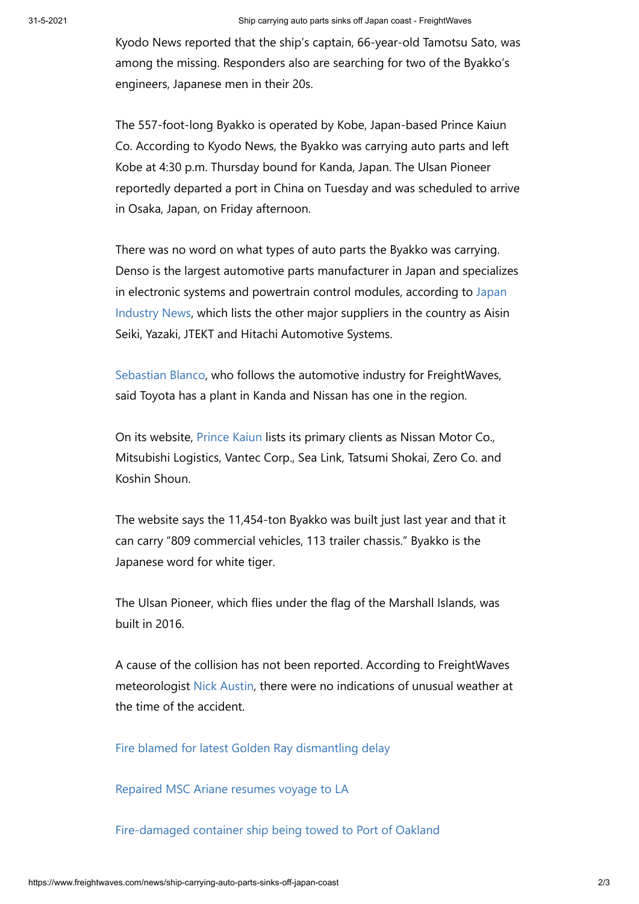Kyodo News reported that the ship's captain, 66-year-old Tamotsu Sato, was among the missing. Responders also are searching for two of the Byakko's engineers, Japanese men in their 20s.

The 557-foot-long Byakko is operated by Kobe, Japan-based Prince Kaiun Co. According to Kyodo News, the Byakko was carrying auto parts and left Kobe at 4:30 p.m. Thursday bound for Kanda, Japan. The Ulsan Pioneer reportedly departed a port in China on Tuesday and was scheduled to arrive in Osaka, Japan, on Friday afternoon.

There was no word on what types of auto parts the Byakko was carrying. Denso is the largest automotive parts manufacturer in Japan and specializes in electronic systems and powertrain control modules, according to Japan Industry News, which lists the other major suppliers in the country as Aisin Seiki, Yazaki, JTEKT and Hitachi Automotive Systems.

Sebastian Blanco, who follows the automotive industry for FreightWaves, said Toyota has a plant in Kanda and Nissan has one in the region.

On its website, Prince Kaiun lists its primary clients as Nissan Motor Co., Mitsubishi Logistics, Vantec Corp., Sea Link, Tatsumi Shokai, Zero Co. and Koshin Shoun.

The website says the 11,454-ton Byakko was built just last year and that it can carry "809 commercial vehicles, 113 trailer chassis." Byakko is the Japanese word for white tiger.

The Ulsan Pioneer, which flies under the flag of the Marshall Islands, was built in 2016.

A cause of the collision has not been reported. According to FreightWaves meteorologist Nick Austin, there were no indications of unusual weather at the time of the accident.

Fire blamed for latest Golden Ray dismantling delay

Repaired MSC Ariane resumes voyage to LA

Fire-damaged container ship being towed to Port of Oakland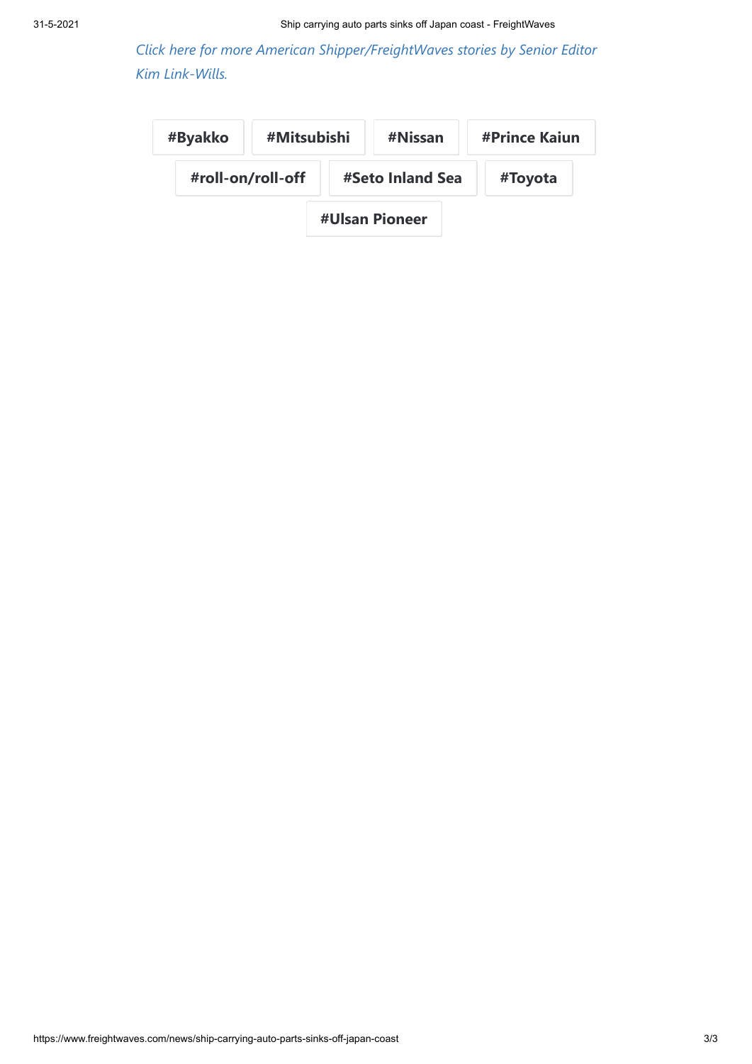*Click here for more American Shipper/FreightWaves stories by Senior Editor Kim Link-Wills.*

**#Byakko** **#Mitsubishi** **#Nissan** **#Prince Kaiun** **#roll-on/roll-off** **#Seto Inland Sea** **#Toyota** **#Ulsan Pioneer**